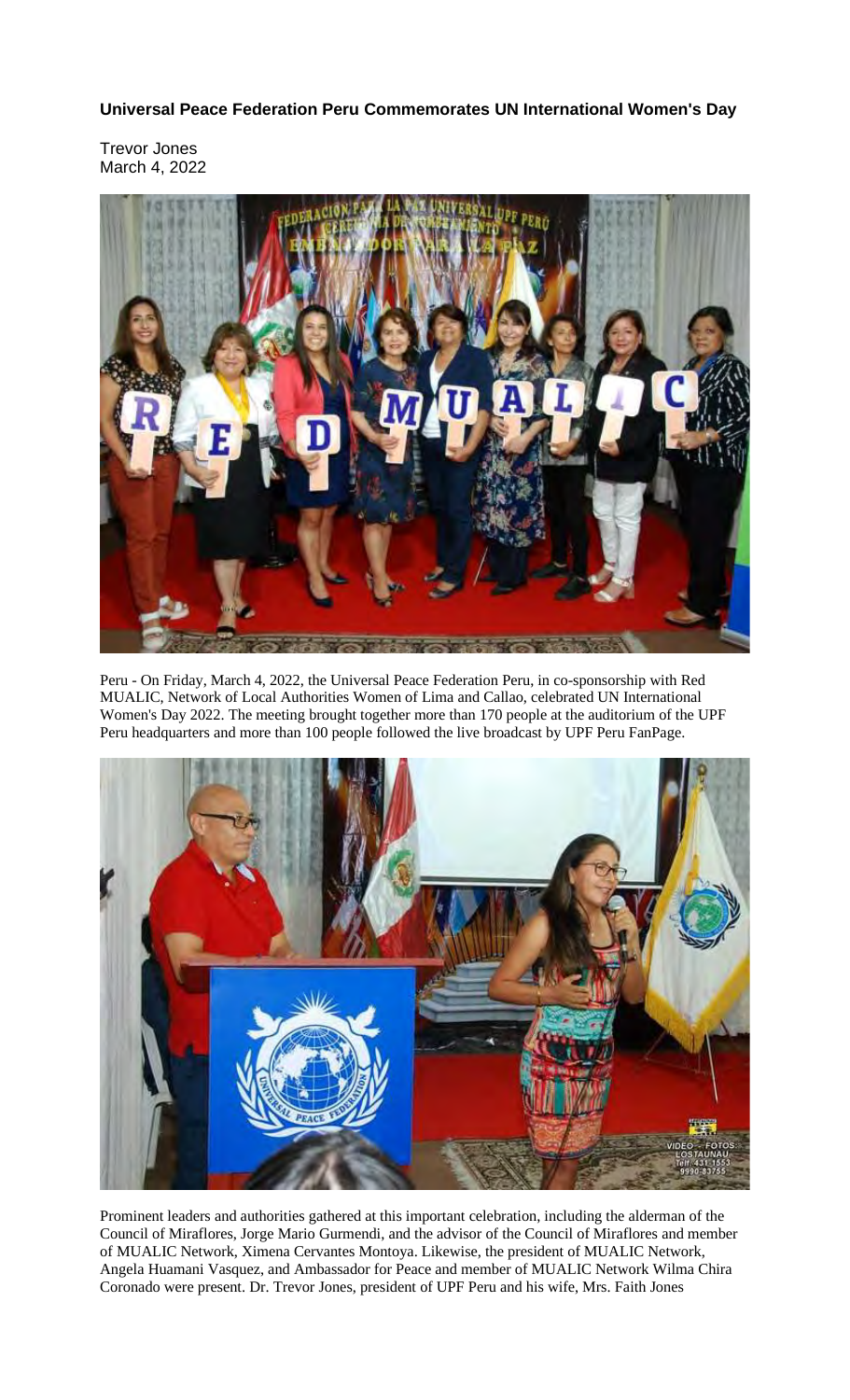# Universal Peace Federation Peru Commemorates UN International Women's Day

Trevor Jones
March 4, 2022

Peru - On Friday, March 4, 2022, the Universal Peace Federation Peru, in co-sponsorship with Red MUALIC, Network of Local Authorities Women of Lima and Callao, celebrated UN International Women's Day 2022. The meeting brought together more than 170 people at the auditorium of the UPF Peru headquarters and more than 100 people followed the live broadcast by UPF Peru FanPage.

Prominent leaders and authorities gathered at this important celebration, including the alderman of the Council of Miraflores, Jorge Mario Gurmendi, and the advisor of the Council of Miraflores and member of MUALIC Network, Ximena Cervantes Montoya. Likewise, the president of MUALIC Network, Angela Huamani Vasquez, and Ambassador for Peace and member of MUALIC Network Wilma Chira Coronado were present. Dr. Trevor Jones, president of UPF Peru and his wife, Mrs. Faith Jones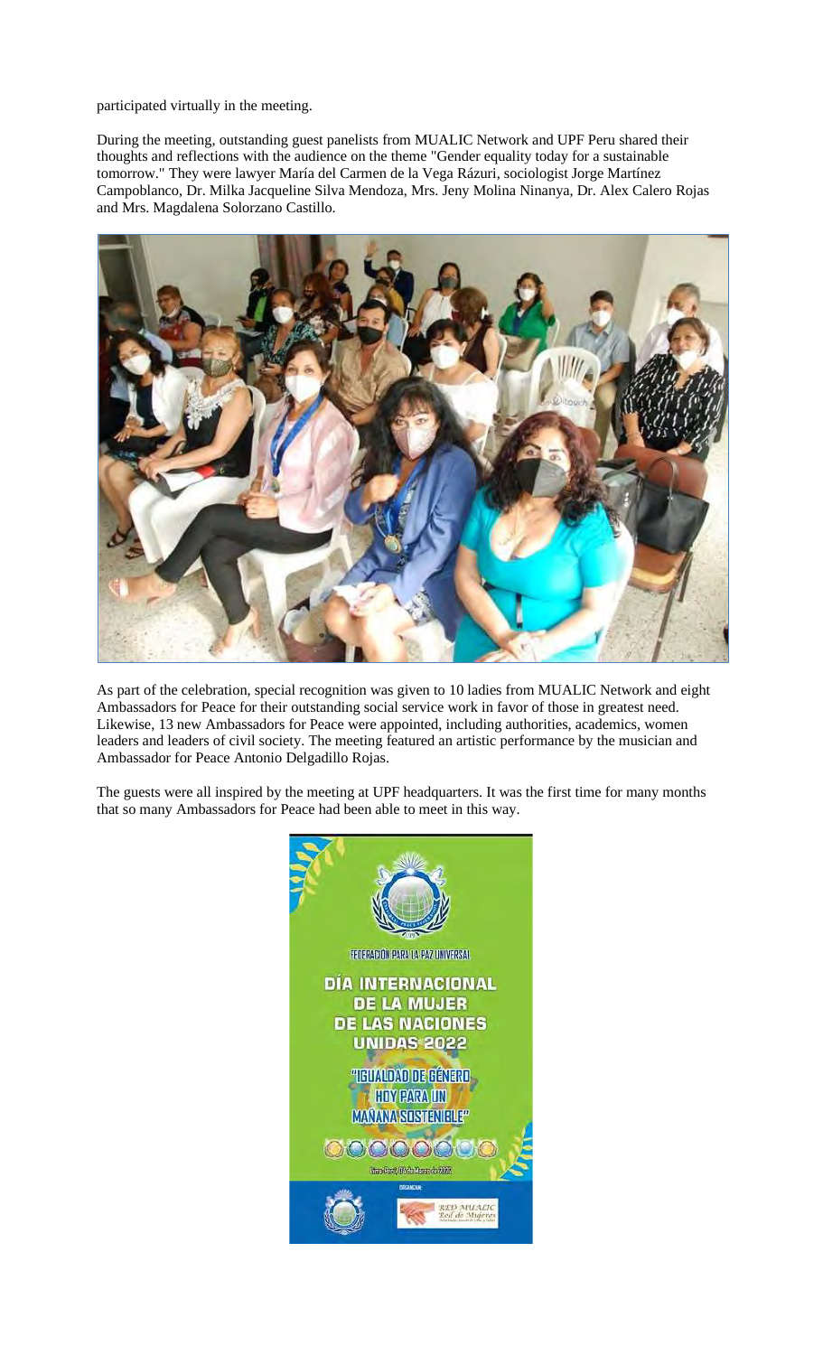participated virtually in the meeting.

During the meeting, outstanding guest panelists from MUALIC Network and UPF Peru shared their thoughts and reflections with the audience on the theme "Gender equality today for a sustainable tomorrow." They were lawyer María del Carmen de la Vega Rázuri, sociologist Jorge Martínez Campoblanco, Dr. Milka Jacqueline Silva Mendoza, Mrs. Jeny Molina Ninanya, Dr. Alex Calero Rojas and Mrs. Magdalena Solorzano Castillo.

As part of the celebration, special recognition was given to 10 ladies from MUALIC Network and eight Ambassadors for Peace for their outstanding social service work in favor of those in greatest need. Likewise, 13 new Ambassadors for Peace were appointed, including authorities, academics, women leaders and leaders of civil society. The meeting featured an artistic performance by the musician and Ambassador for Peace Antonio Delgadillo Rojas.

The guests were all inspired by the meeting at UPF headquarters. It was the first time for many months that so many Ambassadors for Peace had been able to meet in this way.